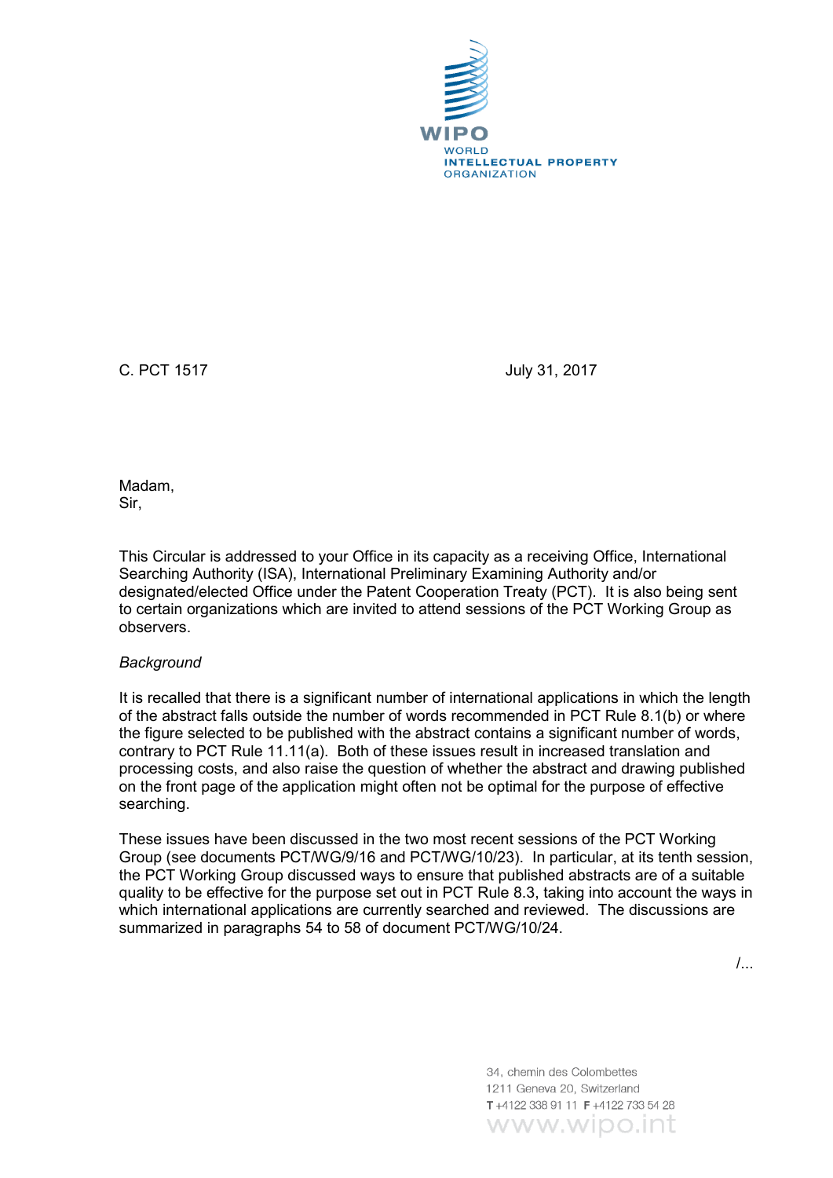C. PCT 1517　　　　　　　　　　　　　July 31, 2017

Madam,
Sir,

This Circular is addressed to your Office in its capacity as a receiving Office, International Searching Authority (ISA), International Preliminary Examining Authority and/or designated/elected Office under the Patent Cooperation Treaty (PCT). It is also being sent to certain organizations which are invited to attend sessions of the PCT Working Group as observers.

*Background*

It is recalled that there is a significant number of international applications in which the length of the abstract falls outside the number of words recommended in PCT Rule 8.1(b) or where the figure selected to be published with the abstract contains a significant number of words, contrary to PCT Rule 11.11(a). Both of these issues result in increased translation and processing costs, and also raise the question of whether the abstract and drawing published on the front page of the application might often not be optimal for the purpose of effective searching.

These issues have been discussed in the two most recent sessions of the PCT Working Group (see documents PCT/WG/9/16 and PCT/WG/10/23). In particular, at its tenth session, the PCT Working Group discussed ways to ensure that published abstracts are of a suitable quality to be effective for the purpose set out in PCT Rule 8.3, taking into account the ways in which international applications are currently searched and reviewed. The discussions are summarized in paragraphs 54 to 58 of document PCT/WG/10/24.

/...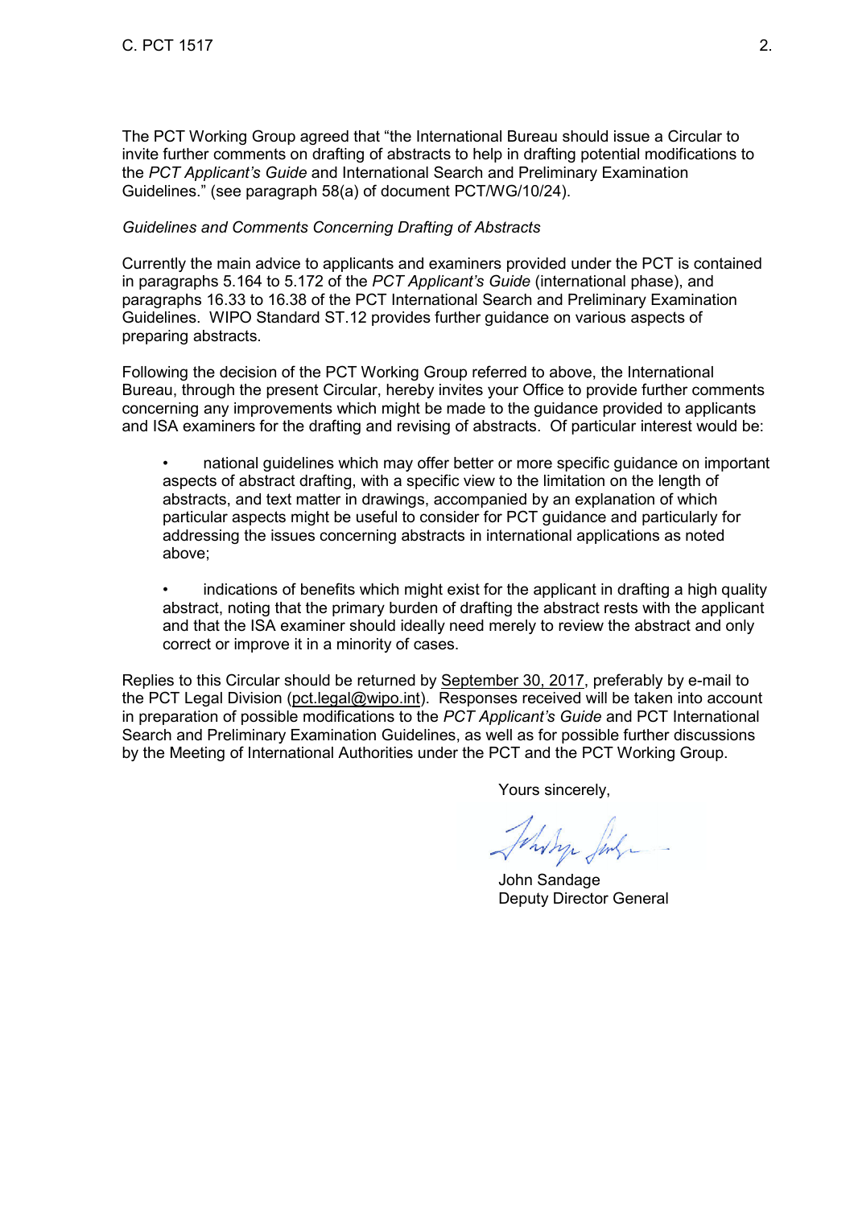The PCT Working Group agreed that "the International Bureau should issue a Circular to invite further comments on drafting of abstracts to help in drafting potential modifications to the *PCT Applicant's Guide* and International Search and Preliminary Examination Guidelines." (see paragraph 58(a) of document PCT/WG/10/24).

*Guidelines and Comments Concerning Drafting of Abstracts*

Currently the main advice to applicants and examiners provided under the PCT is contained in paragraphs 5.164 to 5.172 of the *PCT Applicant's Guide* (international phase), and paragraphs 16.33 to 16.38 of the PCT International Search and Preliminary Examination Guidelines. WIPO Standard ST.12 provides further guidance on various aspects of preparing abstracts.

Following the decision of the PCT Working Group referred to above, the International Bureau, through the present Circular, hereby invites your Office to provide further comments concerning any improvements which might be made to the guidance provided to applicants and ISA examiners for the drafting and revising of abstracts. Of particular interest would be:

- national guidelines which may offer better or more specific guidance on important aspects of abstract drafting, with a specific view to the limitation on the length of abstracts, and text matter in drawings, accompanied by an explanation of which particular aspects might be useful to consider for PCT guidance and particularly for addressing the issues concerning abstracts in international applications as noted above;

- indications of benefits which might exist for the applicant in drafting a high quality abstract, noting that the primary burden of drafting the abstract rests with the applicant and that the ISA examiner should ideally need merely to review the abstract and only correct or improve it in a minority of cases.

Replies to this Circular should be returned by September 30, 2017, preferably by e-mail to the PCT Legal Division (pct.legal@wipo.int). Responses received will be taken into account in preparation of possible modifications to the *PCT Applicant's Guide* and PCT International Search and Preliminary Examination Guidelines, as well as for possible further discussions by the Meeting of International Authorities under the PCT and the PCT Working Group.

Yours sincerely,

John Sandage
Deputy Director General